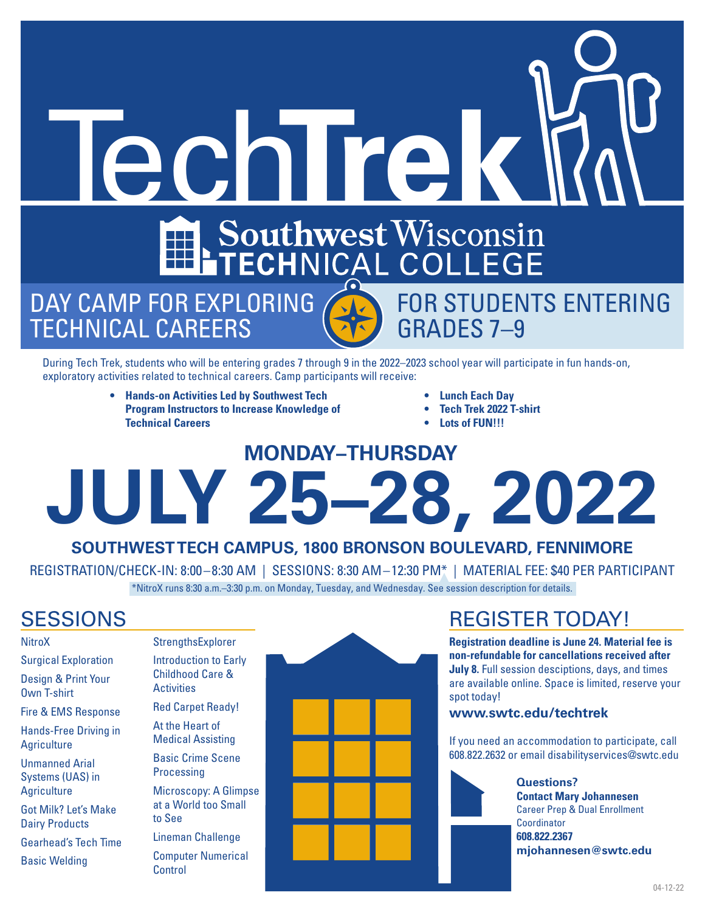# TechTrek

## Southwest Wisconsin TECHNICAL COLLEGE

DAY CAMP FOR EXPLORING TECHNICAL CAREERS

FOR STUDENTS ENTERING GRADES 7–9

During Tech Trek, students who will be entering grades 7 through 9 in the 2022–2023 school year will participate in fun hands-on, exploratory activities related to technical careers. Camp participants will receive:

- **Hands-on Activities Led by Southwest Tech Program Instructors to Increase Knowledge of Technical Careers**
- **Lunch Each Day**
- **Tech Trek 2022 T-shirt**
- **Lots of FUN!!!**

## MONDAY–THURSDAY

# JULY 25–28, 2022

**SOUTHWEST TECH CAMPUS, 1800 BRONSON BOULEVARD, FENNIMORE**

REGISTRATION/CHECK-IN: 8:00–8:30 AM | SESSIONS: 8:30 AM–12:30 PM* | MATERIAL FEE: $40 PER PARTICIPANT

*NitroX runs 8:30 a.m.–3:30 p.m. on Monday, Tuesday, and Wednesday. See session description for details.

## SESSIONS

- NitroX
- Surgical Exploration
- Design & Print Your Own T-shirt
- Fire & EMS Response
- Hands-Free Driving in Agriculture
- Unmanned Arial Systems (UAS) in Agriculture
- Got Milk? Let's Make Dairy Products
- Gearhead's Tech Time
- Basic Welding
- StrengthsExplorer
- Introduction to Early Childhood Care & Activities
- Red Carpet Ready!
- At the Heart of Medical Assisting
- Basic Crime Scene Processing
- Microscopy: A Glimpse at a World too Small to See
- Lineman Challenge
- Computer Numerical Control

## REGISTER TODAY!

**Registration deadline is June 24. Material fee is non-refundable for cancellations received after July 8.** Full session desciptions, days, and times are available online. Space is limited, reserve your spot today!

**www.swtc.edu/techtrek**

If you need an accommodation to participate, call 608.822.2632 or email disabilityservices@swtc.edu

**Questions?**
**Contact Mary Johannesen**
Career Prep & Dual Enrollment Coordinator
**608.822.2367**
**mjohannesen@swtc.edu**

04-12-22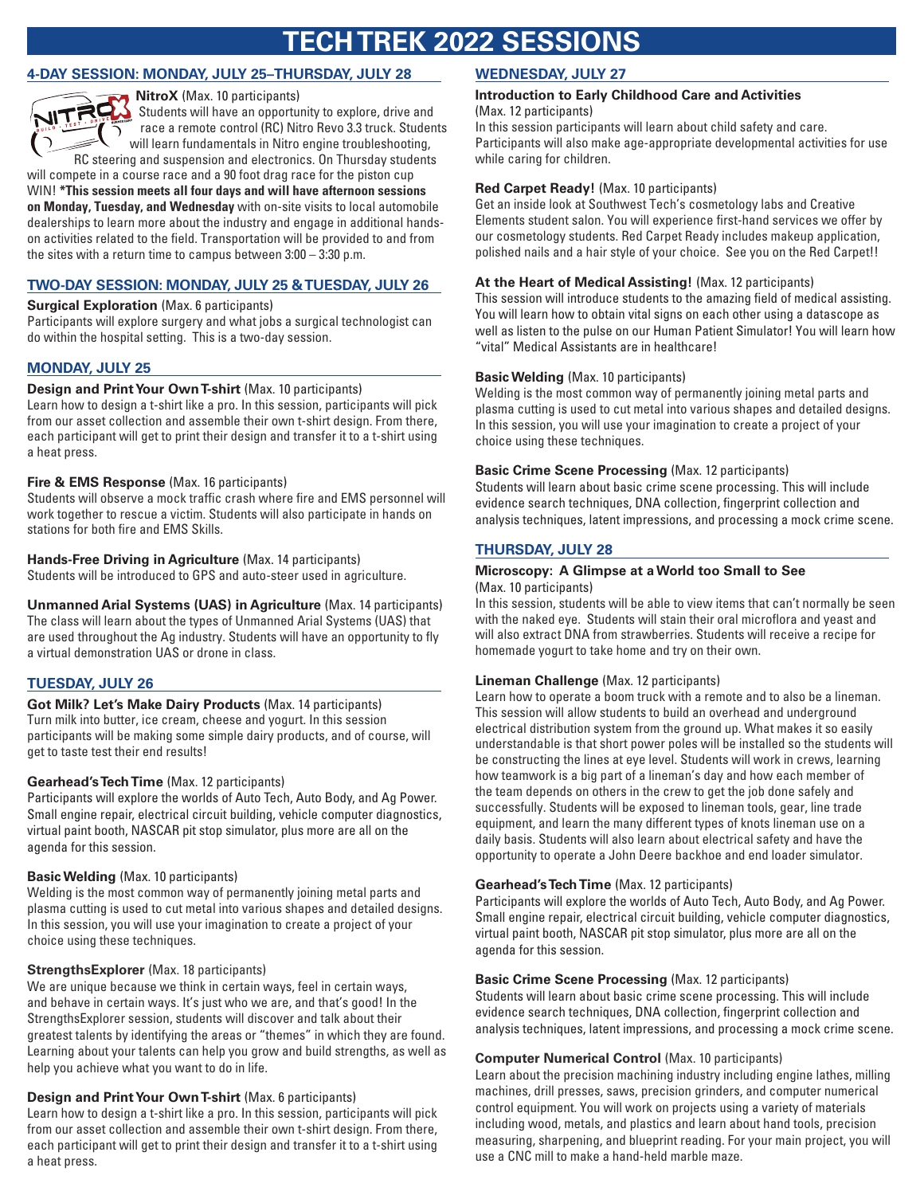# TECH TREK 2022 SESSIONS

## 4-DAY SESSION: MONDAY, JULY 25–THURSDAY, JULY 28

**NitroX** (Max. 10 participants)
Students will have an opportunity to explore, drive and race a remote control (RC) Nitro Revo 3.3 truck. Students will learn fundamentals in Nitro engine troubleshooting, RC steering and suspension and electronics. On Thursday students will compete in a course race and a 90 foot drag race for the piston cup WIN! **\*This session meets all four days and will have afternoon sessions on Monday, Tuesday, and Wednesday** with on-site visits to local automobile dealerships to learn more about the industry and engage in additional hands-on activities related to the field. Transportation will be provided to and from the sites with a return time to campus between 3:00 – 3:30 p.m.

## TWO-DAY SESSION: MONDAY, JULY 25 & TUESDAY, JULY 26

**Surgical Exploration** (Max. 6 participants)
Participants will explore surgery and what jobs a surgical technologist can do within the hospital setting. This is a two-day session.

## MONDAY, JULY 25

**Design and Print Your Own T-shirt** (Max. 10 participants)
Learn how to design a t-shirt like a pro. In this session, participants will pick from our asset collection and assemble their own t-shirt design. From there, each participant will get to print their design and transfer it to a t-shirt using a heat press.

**Fire & EMS Response** (Max. 16 participants)
Students will observe a mock traffic crash where fire and EMS personnel will work together to rescue a victim. Students will also participate in hands on stations for both fire and EMS Skills.

**Hands-Free Driving in Agriculture** (Max. 14 participants)
Students will be introduced to GPS and auto-steer used in agriculture.

**Unmanned Arial Systems (UAS) in Agriculture** (Max. 14 participants)
The class will learn about the types of Unmanned Arial Systems (UAS) that are used throughout the Ag industry. Students will have an opportunity to fly a virtual demonstration UAS or drone in class.

## TUESDAY, JULY 26

**Got Milk? Let's Make Dairy Products** (Max. 14 participants)
Turn milk into butter, ice cream, cheese and yogurt. In this session participants will be making some simple dairy products, and of course, will get to taste test their end results!

**Gearhead's Tech Time** (Max. 12 participants)
Participants will explore the worlds of Auto Tech, Auto Body, and Ag Power. Small engine repair, electrical circuit building, vehicle computer diagnostics, virtual paint booth, NASCAR pit stop simulator, plus more are all on the agenda for this session.

**Basic Welding** (Max. 10 participants)
Welding is the most common way of permanently joining metal parts and plasma cutting is used to cut metal into various shapes and detailed designs. In this session, you will use your imagination to create a project of your choice using these techniques.

**StrengthsExplorer** (Max. 18 participants)
We are unique because we think in certain ways, feel in certain ways, and behave in certain ways. It's just who we are, and that's good! In the StrengthsExplorer session, students will discover and talk about their greatest talents by identifying the areas or "themes" in which they are found. Learning about your talents can help you grow and build strengths, as well as help you achieve what you want to do in life.

**Design and Print Your Own T-shirt** (Max. 6 participants)
Learn how to design a t-shirt like a pro. In this session, participants will pick from our asset collection and assemble their own t-shirt design. From there, each participant will get to print their design and transfer it to a t-shirt using a heat press.

## WEDNESDAY, JULY 27

**Introduction to Early Childhood Care and Activities**
(Max. 12 participants)
In this session participants will learn about child safety and care. Participants will also make age-appropriate developmental activities for use while caring for children.

**Red Carpet Ready!** (Max. 10 participants)
Get an inside look at Southwest Tech's cosmetology labs and Creative Elements student salon. You will experience first-hand services we offer by our cosmetology students. Red Carpet Ready includes makeup application, polished nails and a hair style of your choice. See you on the Red Carpet!!

**At the Heart of Medical Assisting!** (Max. 12 participants)
This session will introduce students to the amazing field of medical assisting. You will learn how to obtain vital signs on each other using a datascope as well as listen to the pulse on our Human Patient Simulator! You will learn how "vital" Medical Assistants are in healthcare!

**Basic Welding** (Max. 10 participants)
Welding is the most common way of permanently joining metal parts and plasma cutting is used to cut metal into various shapes and detailed designs. In this session, you will use your imagination to create a project of your choice using these techniques.

**Basic Crime Scene Processing** (Max. 12 participants)
Students will learn about basic crime scene processing. This will include evidence search techniques, DNA collection, fingerprint collection and analysis techniques, latent impressions, and processing a mock crime scene.

## THURSDAY, JULY 28

**Microscopy: A Glimpse at a World too Small to See**
(Max. 10 participants)
In this session, students will be able to view items that can't normally be seen with the naked eye. Students will stain their oral microflora and yeast and will also extract DNA from strawberries. Students will receive a recipe for homemade yogurt to take home and try on their own.

**Lineman Challenge** (Max. 12 participants)
Learn how to operate a boom truck with a remote and to also be a lineman. This session will allow students to build an overhead and underground electrical distribution system from the ground up. What makes it so easily understandable is that short power poles will be installed so the students will be constructing the lines at eye level. Students will work in crews, learning how teamwork is a big part of a lineman's day and how each member of the team depends on others in the crew to get the job done safely and successfully. Students will be exposed to lineman tools, gear, line trade equipment, and learn the many different types of knots lineman use on a daily basis. Students will also learn about electrical safety and have the opportunity to operate a John Deere backhoe and end loader simulator.

**Gearhead's Tech Time** (Max. 12 participants)
Participants will explore the worlds of Auto Tech, Auto Body, and Ag Power. Small engine repair, electrical circuit building, vehicle computer diagnostics, virtual paint booth, NASCAR pit stop simulator, plus more are all on the agenda for this session.

**Basic Crime Scene Processing** (Max. 12 participants)
Students will learn about basic crime scene processing. This will include evidence search techniques, DNA collection, fingerprint collection and analysis techniques, latent impressions, and processing a mock crime scene.

**Computer Numerical Control** (Max. 10 participants)
Learn about the precision machining industry including engine lathes, milling machines, drill presses, saws, precision grinders, and computer numerical control equipment. You will work on projects using a variety of materials including wood, metals, and plastics and learn about hand tools, precision measuring, sharpening, and blueprint reading. For your main project, you will use a CNC mill to make a hand-held marble maze.